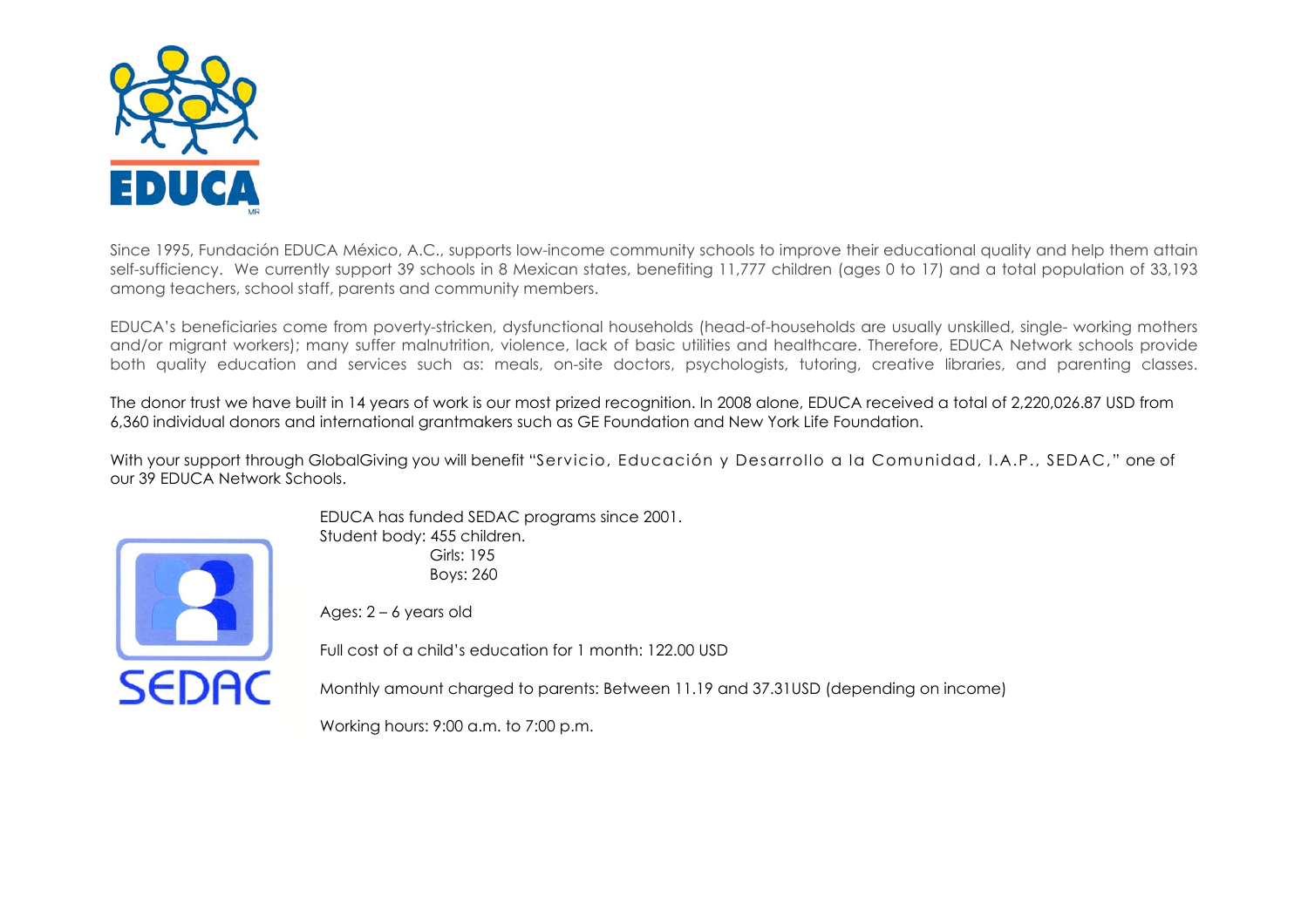EDUCA

Since 1995, Fundación EDUCA México, A.C., supports low-income community schools to improve their educational quality and help them attain self-sufficiency. We currently support 39 schools in 8 Mexican states, benefiting 11,777 children (ages 0 to 17) and a total population of 33,193 among teachers, school staff, parents and community members.

EDUCA's beneficiaries come from poverty-stricken, dysfunctional households (head-of-households are usually unskilled, single- working mothers and/or migrant workers); many suffer malnutrition, violence, lack of basic utilities and healthcare. Therefore, EDUCA Network schools provide both quality education and services such as: meals, on-site doctors, psychologists, tutoring, creative libraries, and parenting classes.

The donor trust we have built in 14 years of work is our most prized recognition. In 2008 alone, EDUCA received a total of 2,220,026.87 USD from 6,360 individual donors and international grantmakers such as GE Foundation and New York Life Foundation.

With your support through GlobalGiving you will benefit "Servicio, Educación y Desarrollo a la Comunidad, I.A.P., SEDAC," one of our 39 EDUCA Network Schools.

SEDAC

EDUCA has funded SEDAC programs since 2001.
Student body: 455 children.
Girls: 195
Boys: 260

Ages: 2 – 6 years old

Full cost of a child's education for 1 month: 122.00 USD

Monthly amount charged to parents: Between 11.19 and 37.31USD (depending on income)

Working hours: 9:00 a.m. to 7:00 p.m.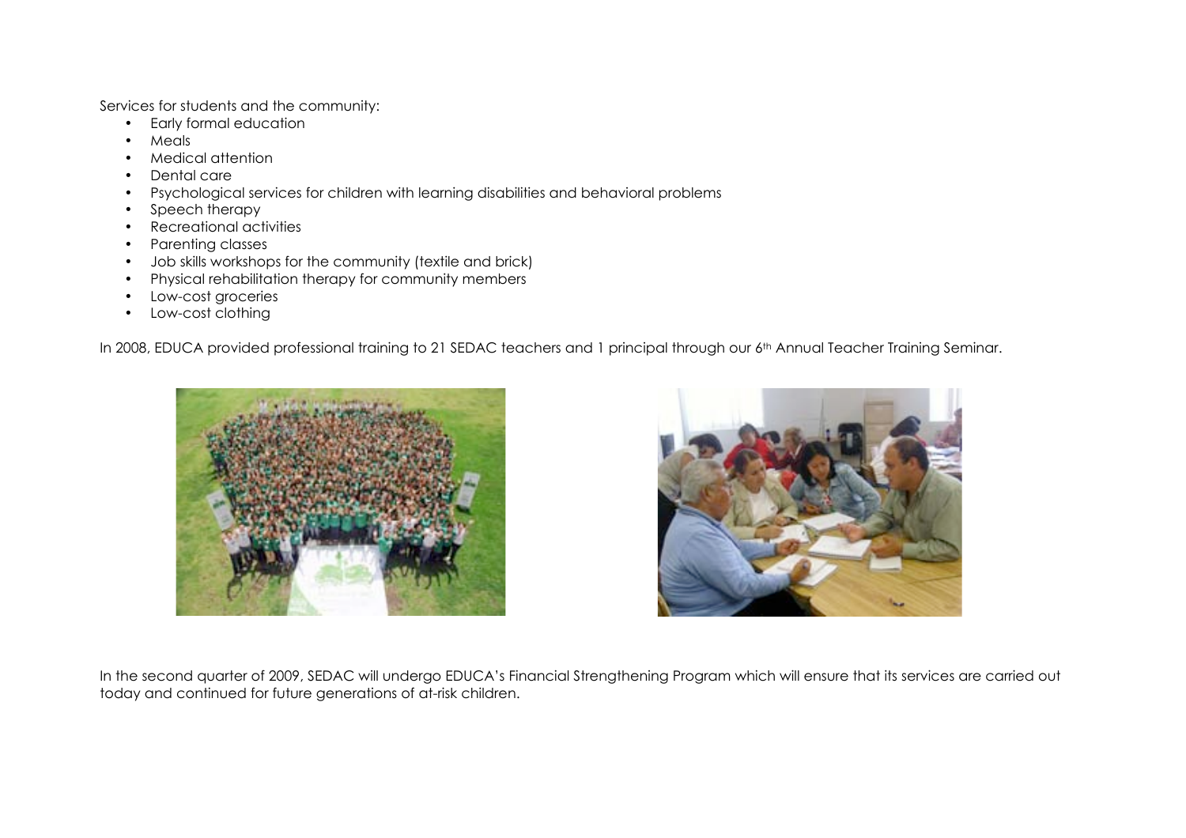Services for students and the community:

- Early formal education
- Meals
- Medical attention
- Dental care
- Psychological services for children with learning disabilities and behavioral problems
- Speech therapy
- Recreational activities
- Parenting classes
- Job skills workshops for the community (textile and brick)
- Physical rehabilitation therapy for community members
- Low-cost groceries
- Low-cost clothing

In 2008, EDUCA provided professional training to 21 SEDAC teachers and 1 principal through our 6th Annual Teacher Training Seminar.

In the second quarter of 2009, SEDAC will undergo EDUCA's Financial Strengthening Program which will ensure that its services are carried out today and continued for future generations of at-risk children.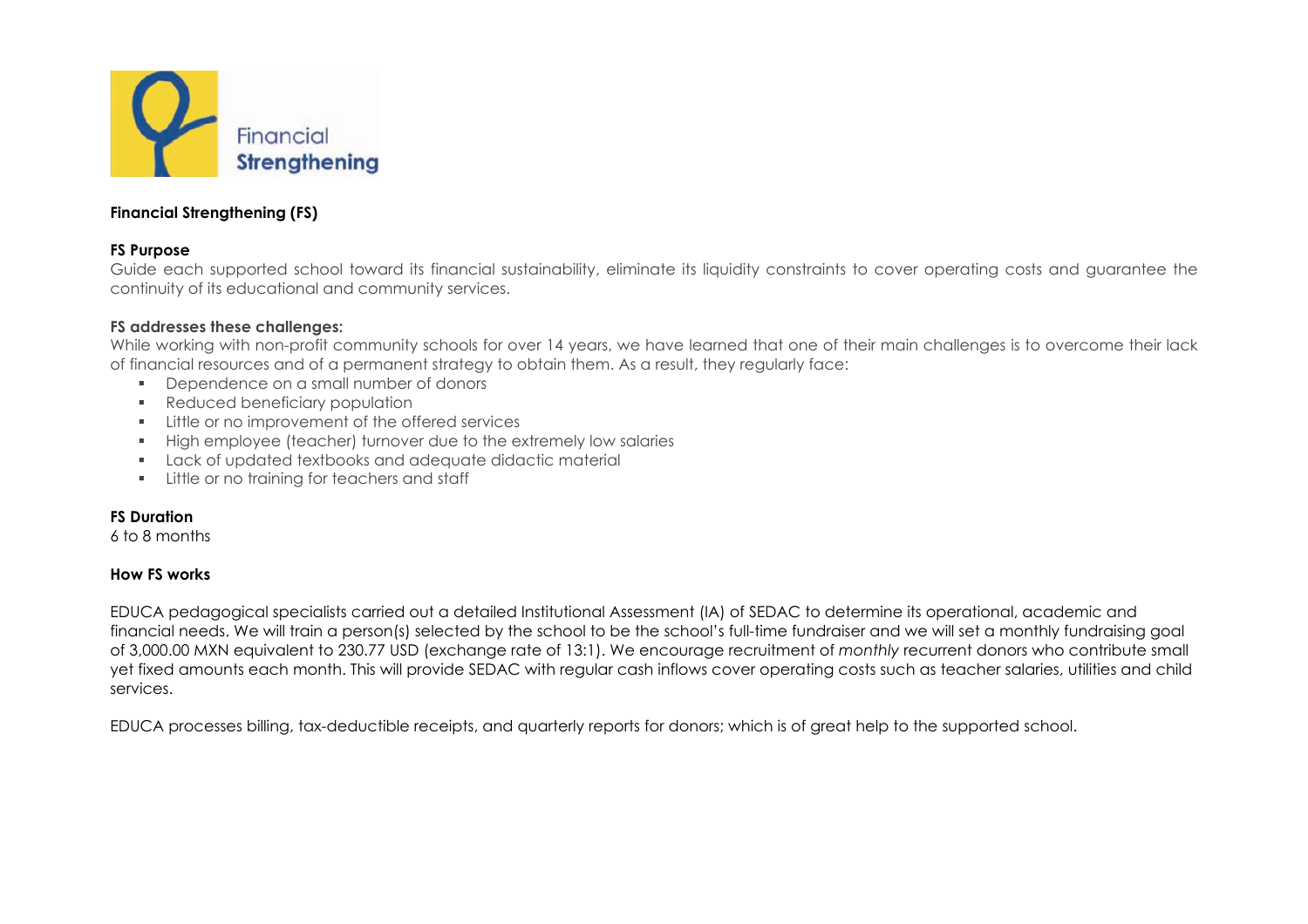Financial
**Strengthening**

**Financial Strengthening (FS)**

**FS Purpose**

Guide each supported school toward its financial sustainability, eliminate its liquidity constraints to cover operating costs and guarantee the continuity of its educational and community services.

**FS addresses these challenges:**

While working with non-profit community schools for over 14 years, we have learned that one of their main challenges is to overcome their lack of financial resources and of a permanent strategy to obtain them. As a result, they regularly face:

- Dependence on a small number of donors
- Reduced beneficiary population
- Little or no improvement of the offered services
- High employee (teacher) turnover due to the extremely low salaries
- Lack of updated textbooks and adequate didactic material
- Little or no training for teachers and staff

**FS Duration**

6 to 8 months

**How FS works**

EDUCA pedagogical specialists carried out a detailed Institutional Assessment (IA) of SEDAC to determine its operational, academic and financial needs. We will train a person(s) selected by the school to be the school's full-time fundraiser and we will set a monthly fundraising goal of 3,000.00 MXN equivalent to 230.77 USD (exchange rate of 13:1). We encourage recruitment of *monthly* recurrent donors who contribute small yet fixed amounts each month. This will provide SEDAC with regular cash inflows cover operating costs such as teacher salaries, utilities and child services.

EDUCA processes billing, tax-deductible receipts, and quarterly reports for donors; which is of great help to the supported school.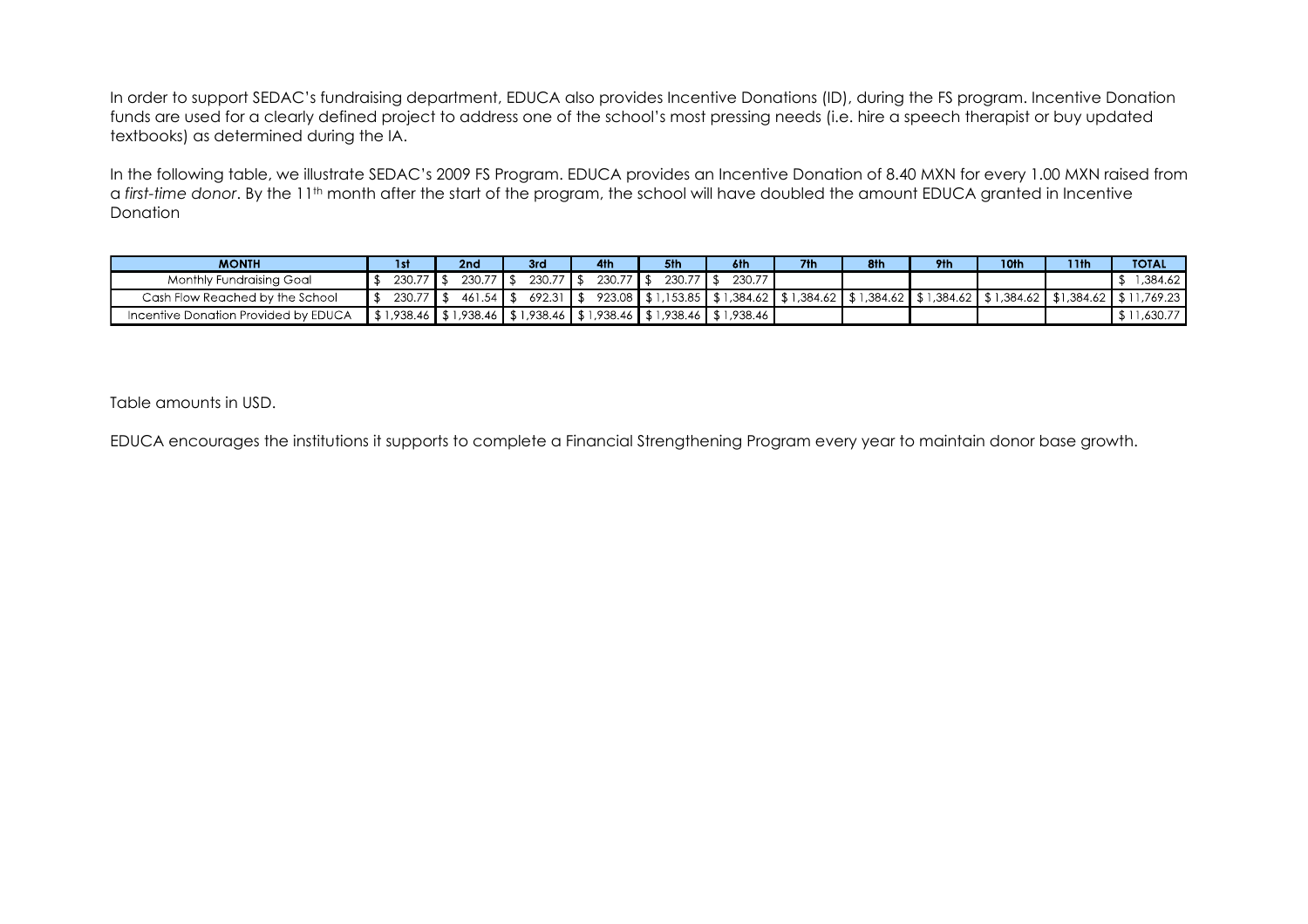In order to support SEDAC's fundraising department, EDUCA also provides Incentive Donations (ID), during the FS program. Incentive Donation funds are used for a clearly defined project to address one of the school's most pressing needs (i.e. hire a speech therapist or buy updated textbooks) as determined during the IA.

In the following table, we illustrate SEDAC's 2009 FS Program. EDUCA provides an Incentive Donation of 8.40 MXN for every 1.00 MXN raised from a *first-time donor*. By the 11th month after the start of the program, the school will have doubled the amount EDUCA granted in Incentive Donation

| MONTH | 1st | 2nd | 3rd | 4th | 5th | 6th | 7th | 8th | 9th | 10th | 11th | TOTAL |
|---|---|---|---|---|---|---|---|---|---|---|---|---|
| Monthly Fundraising Goal | $ 230.77 | $ 230.77 | $ 230.77 | $ 230.77 | $ 230.77 | $ 230.77 | | | | | | $ 1,384.62 |
| Cash Flow Reached by the School | $ 230.77 | $ 461.54 | $ 692.31 | $ 923.08 | $ 1,153.85 | $ 1,384.62 | $ 1,384.62 | $ 1,384.62 | $ 1,384.62 | $ 1,384.62 | $1,384.62 | $ 11,769.23 |
| Incentive Donation Provided by EDUCA | $ 1,938.46 | $ 1,938.46 | $ 1,938.46 | $ 1,938.46 | $ 1,938.46 | $ 1,938.46 | | | | | | $ 11,630.77 |

Table amounts in USD.

EDUCA encourages the institutions it supports to complete a Financial Strengthening Program every year to maintain donor base growth.